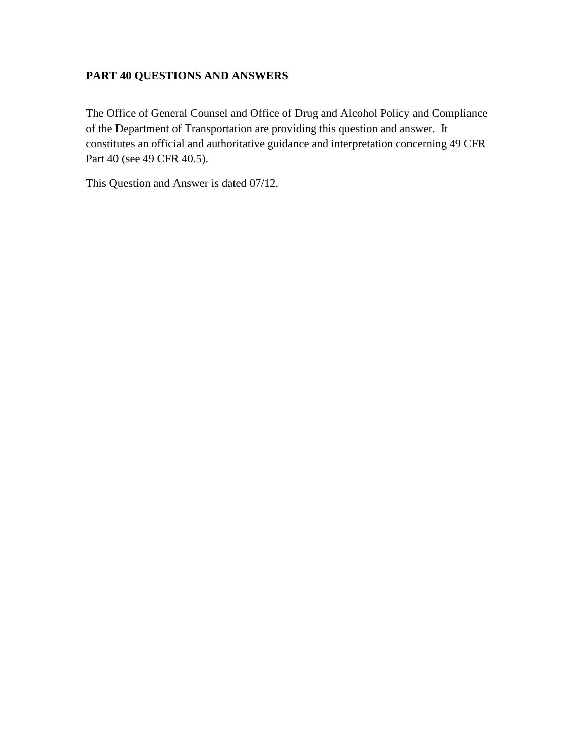**PART 40 QUESTIONS AND ANSWERS**

The Office of General Counsel and Office of Drug and Alcohol Policy and Compliance of the Department of Transportation are providing this question and answer. It constitutes an official and authoritative guidance and interpretation concerning 49 CFR Part 40 (see 49 CFR 40.5).

This Question and Answer is dated 07/12.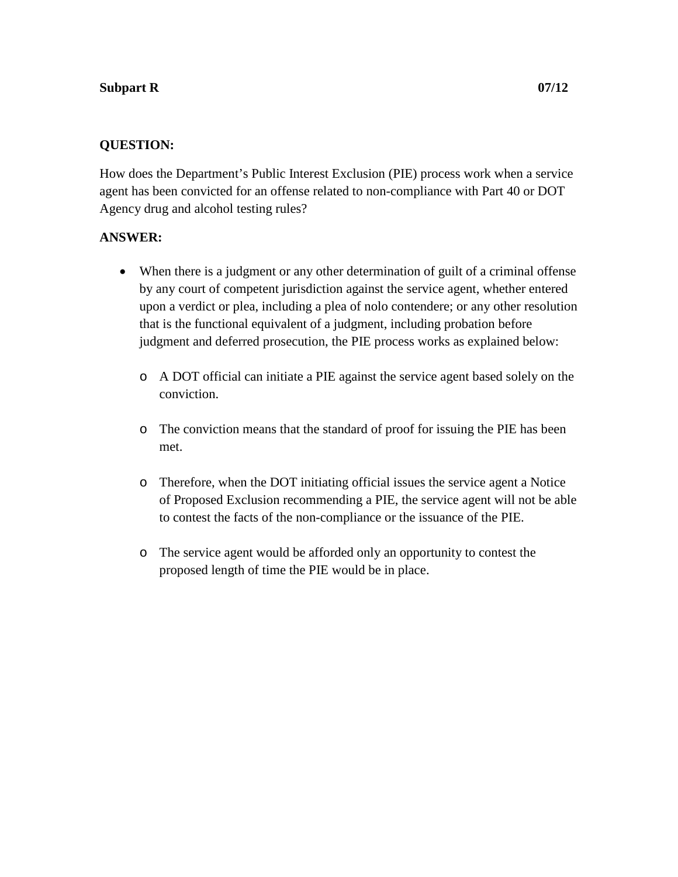**Subpart R** **07/12**

**QUESTION:**

How does the Department's Public Interest Exclusion (PIE) process work when a service agent has been convicted for an offense related to non-compliance with Part 40 or DOT Agency drug and alcohol testing rules?

**ANSWER:**

- When there is a judgment or any other determination of guilt of a criminal offense by any court of competent jurisdiction against the service agent, whether entered upon a verdict or plea, including a plea of nolo contendere; or any other resolution that is the functional equivalent of a judgment, including probation before judgment and deferred prosecution, the PIE process works as explained below:
  - A DOT official can initiate a PIE against the service agent based solely on the conviction.
  - The conviction means that the standard of proof for issuing the PIE has been met.
  - Therefore, when the DOT initiating official issues the service agent a Notice of Proposed Exclusion recommending a PIE, the service agent will not be able to contest the facts of the non-compliance or the issuance of the PIE.
  - The service agent would be afforded only an opportunity to contest the proposed length of time the PIE would be in place.